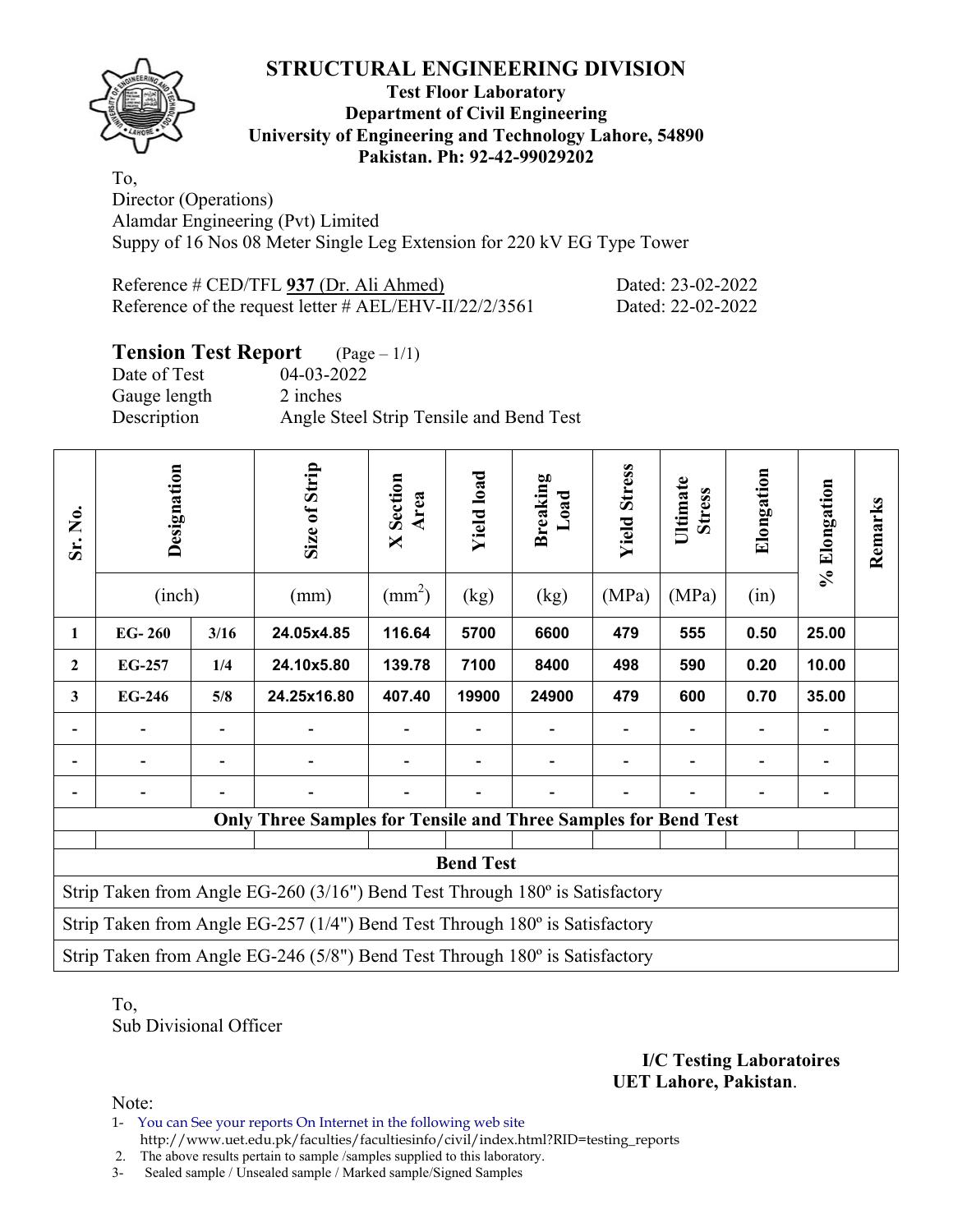# STRUCTURAL ENGINEERING DIVISION

**Test Floor Laboratory**
**Department of Civil Engineering**
**University of Engineering and Technology Lahore, 54890**
**Pakistan. Ph: 92-42-99029202**

To,
Director (Operations)
Alamdar Engineering (Pvt) Limited
Suppy of 16 Nos 08 Meter Single Leg Extension for 220 kV EG Type Tower

Reference # CED/TFL **937** (Dr. Ali Ahmed) Dated: 23-02-2022
Reference of the request letter # AEL/EHV-II/22/2/3561 Dated: 22-02-2022

## Tension Test Report (Page – 1/1)

Date of Test 04-03-2022
Gauge length 2 inches
Description Angle Steel Strip Tensile and Bend Test

| Sr. No. | Designation | | Size of Strip | X Section Area | Yield load | Breaking Load | Yield Stress | Ultimate Stress | Elongation | % Elongation | Remarks |
|---|---|---|---|---|---|---|---|---|---|---|---|
| | (inch) | | (mm) | ($mm^2$) | (kg) | (kg) | (MPa) | (MPa) | (in) | | |
| **1** | **EG- 260** | **3/16** | **24.05x4.85** | **116.64** | **5700** | **6600** | **479** | **555** | **0.50** | **25.00** | |
| **2** | **EG-257** | **1/4** | **24.10x5.80** | **139.78** | **7100** | **8400** | **498** | **590** | **0.20** | **10.00** | |
| **3** | **EG-246** | **5/8** | **24.25x16.80** | **407.40** | **19900** | **24900** | **479** | **600** | **0.70** | **35.00** | |
| - | - | - | - | - | - | - | - | - | - | - | |
| - | - | - | - | - | - | - | - | - | - | - | |
| - | - | - | - | - | - | - | - | - | - | - | |
| **Only Three Samples for Tensile and Three Samples for Bend Test** | | | | | | | | | | | |
| | | | | | | | | | | | |
| **Bend Test** | | | | | | | | | | | |
| Strip Taken from Angle EG-260 (3/16") Bend Test Through 180º is Satisfactory | | | | | | | | | | | |
| Strip Taken from Angle EG-257 (1/4") Bend Test Through 180º is Satisfactory | | | | | | | | | | | |
| Strip Taken from Angle EG-246 (5/8") Bend Test Through 180º is Satisfactory | | | | | | | | | | | |

To,
Sub Divisional Officer

**I/C Testing Laboratoires**
**UET Lahore, Pakistan**.

Note:
1- You can See your reports On Internet in the following web site
http://www.uet.edu.pk/faculties/facultiesinfo/civil/index.html?RID=testing_reports
2. The above results pertain to sample /samples supplied to this laboratory.
3- Sealed sample / Unsealed sample / Marked sample/Signed Samples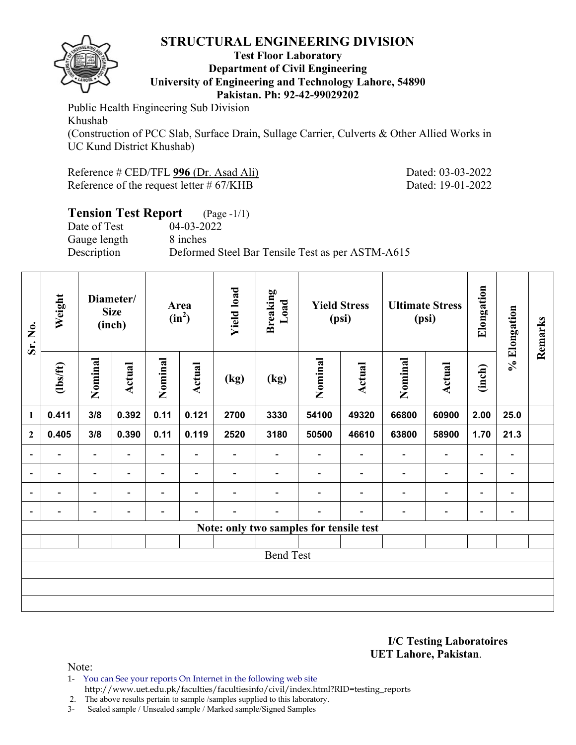# STRUCTURAL ENGINEERING DIVISION

**Test Floor Laboratory**
**Department of Civil Engineering**
**University of Engineering and Technology Lahore, 54890**
**Pakistan. Ph: 92-42-99029202**

Public Health Engineering Sub Division
Khushab
(Construction of PCC Slab, Surface Drain, Sullage Carrier, Culverts & Other Allied Works in UC Kund District Khushab)

Reference # CED/TFL **996** (Dr. Asad Ali) Dated: 03-03-2022
Reference of the request letter # 67/KHB Dated: 19-01-2022

## Tension Test Report (Page -1/1)

Date of Test 04-03-2022
Gauge length 8 inches
Description Deformed Steel Bar Tensile Test as per ASTM-A615

| Sr. No. | Weight | Diameter/ Size (inch) | | Area ($in^2$) | | Yield load | Breaking Load | Yield Stress (psi) | | Ultimate Stress (psi) | | Elongation | % Elongation | Remarks |
|---|---|---|---|---|---|---|---|---|---|---|---|---|---|---|
| | (lbs/ft) | Nominal | Actual | Nominal | Actual | (kg) | (kg) | Nominal | Actual | Nominal | Actual | (inch) | | |
| 1 | 0.411 | 3/8 | 0.392 | 0.11 | 0.121 | 2700 | 3330 | 54100 | 49320 | 66800 | 60900 | 2.00 | 25.0 | |
| 2 | 0.405 | 3/8 | 0.390 | 0.11 | 0.119 | 2520 | 3180 | 50500 | 46610 | 63800 | 58900 | 1.70 | 21.3 | |
| - | - | - | - | - | - | - | - | - | - | - | - | - | - | |
| - | - | - | - | - | - | - | - | - | - | - | - | - | - | |
| - | - | - | - | - | - | - | - | - | - | - | - | - | - | |
| - | - | - | - | - | - | - | - | - | - | - | - | - | - | |
| Note: only two samples for tensile test | | | | | | | | | | | | | | |
| | | | | | | | | | | | | | | |
| Bend Test | | | | | | | | | | | | | | |
| | | | | | | | | | | | | | | |
| | | | | | | | | | | | | | | |
| | | | | | | | | | | | | | | |

**I/C Testing Laboratoires**
**UET Lahore, Pakistan**.

Note:
1- You can See your reports On Internet in the following web site
http://www.uet.edu.pk/faculties/facultiesinfo/civil/index.html?RID=testing_reports
2. The above results pertain to sample /samples supplied to this laboratory.
3- Sealed sample / Unsealed sample / Marked sample/Signed Samples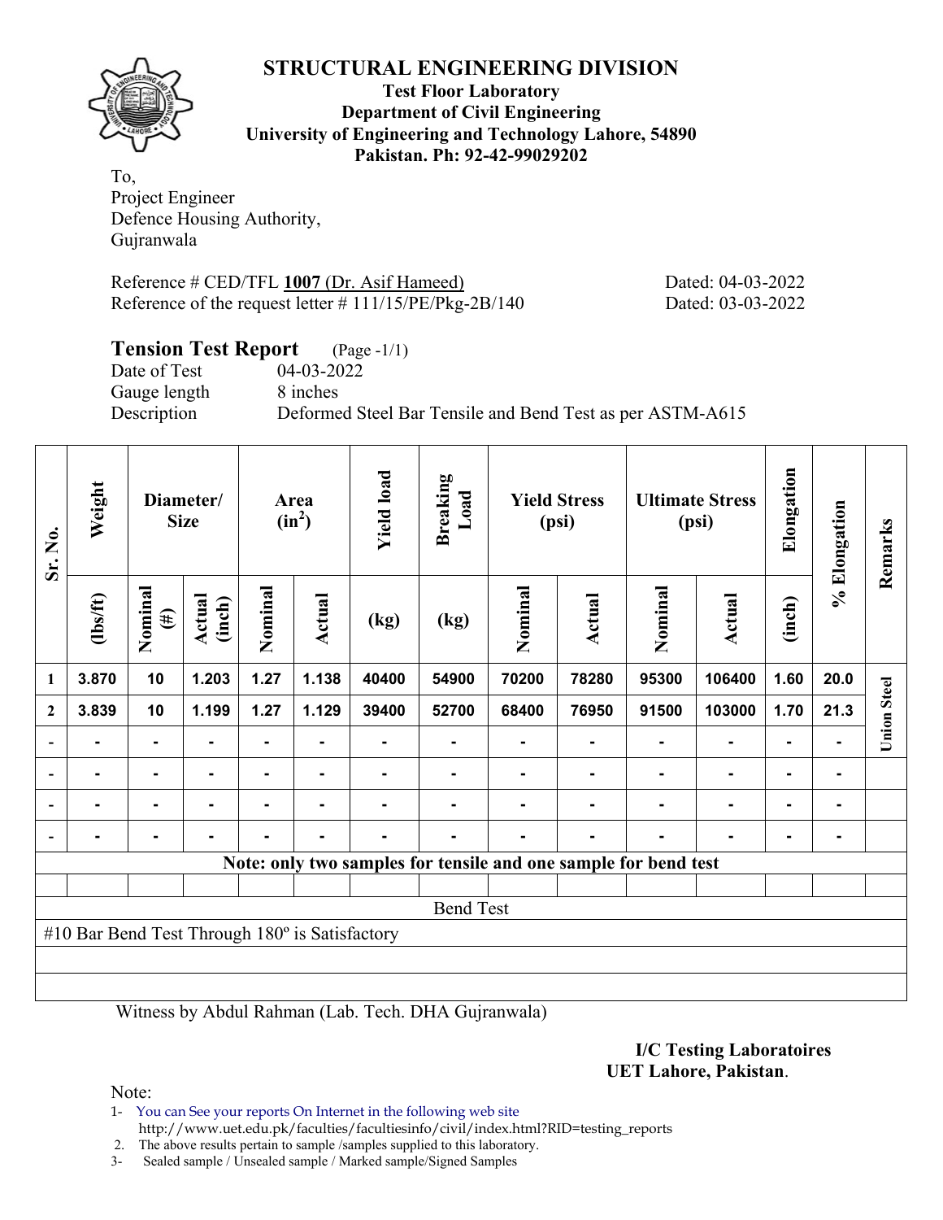# STRUCTURAL ENGINEERING DIVISION

**Test Floor Laboratory**
**Department of Civil Engineering**
**University of Engineering and Technology Lahore, 54890**
**Pakistan. Ph: 92-42-99029202**

To,
Project Engineer
Defence Housing Authority,
Gujranwala

Reference # CED/TFL **1007** (Dr. Asif Hameed) Dated: 04-03-2022
Reference of the request letter # 111/15/PE/Pkg-2B/140 Dated: 03-03-2022

## Tension Test Report (Page -1/1)

Date of Test 04-03-2022
Gauge length 8 inches
Description Deformed Steel Bar Tensile and Bend Test as per ASTM-A615

| Sr. No. | Weight | Diameter/ Size | | Area ($in^2$) | | Yield load | Breaking Load | Yield Stress (psi) | | Ultimate Stress (psi) | | Elongation | % Elongation | Remarks |
|---|---|---|---|---|---|---|---|---|---|---|---|---|---|---|
| | (lbs/ft) | Nominal (#) | Actual (inch) | Nominal | Actual | (kg) | (kg) | Nominal | Actual | Nominal | Actual | (inch) | | |
| 1 | 3.870 | 10 | 1.203 | 1.27 | 1.138 | 40400 | 54900 | 70200 | 78280 | 95300 | 106400 | 1.60 | 20.0 | Union Steel |
| 2 | 3.839 | 10 | 1.199 | 1.27 | 1.129 | 39400 | 52700 | 68400 | 76950 | 91500 | 103000 | 1.70 | 21.3 | |
| - | - | - | - | - | - | - | - | - | - | - | - | - | - | |
| - | - | - | - | - | - | - | - | - | - | - | - | - | - | |
| - | - | - | - | - | - | - | - | - | - | - | - | - | - | |
| - | - | - | - | - | - | - | - | - | - | - | - | - | - | |
| **Note: only two samples for tensile and one sample for bend test** | | | | | | | | | | | | | | |
| | | | | | | | | | | | | | | |
| Bend Test | | | | | | | | | | | | | | |
| #10 Bar Bend Test Through 180º is Satisfactory | | | | | | | | | | | | | | |

Witness by Abdul Rahman (Lab. Tech. DHA Gujranwala)

**I/C Testing Laboratoires**
**UET Lahore, Pakistan**.

Note:
1- You can See your reports On Internet in the following web site
http://www.uet.edu.pk/faculties/facultiesinfo/civil/index.html?RID=testing_reports
2. The above results pertain to sample /samples supplied to this laboratory.
3- Sealed sample / Unsealed sample / Marked sample/Signed Samples